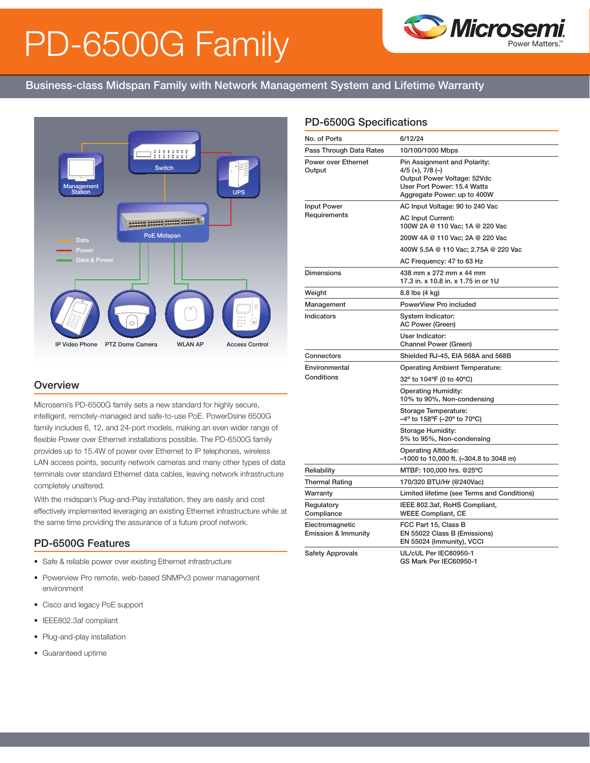# PD-6500G Family

Business-class Midspan Family with Network Management System and Lifetime Warranty

## Overview

Microsemi's PD-6500G family sets a new standard for highly secure, intelligent, remotely-managed and safe-to-use PoE. PowerDsine 6500G family includes 6, 12, and 24-port models, making an even wider range of flexible Power over Ethernet installations possible. The PD-6500G family provides up to 15.4W of power over Ethernet to IP telephones, wireless LAN access points, security network cameras and many other types of data terminals over standard Ethernet data cables, leaving network infrastructure completely unaltered.

With the midspan's Plug-and-Play installation, they are easily and cost effectively implemented leveraging an existing Ethernet infrastructure while at the same time providing the assurance of a future proof network.

## PD-6500G Features

- Safe & reliable power over existing Ethernet infrastructure
- Powerview Pro remote, web-based SNMPv3 power management environment
- Cisco and legacy PoE support
- IEEE802.3af compliant
- Plug-and-play installation
- Guaranteed uptime

## PD-6500G Specifications

| | |
|---|---|
| No. of Ports | 6/12/24 |
| Pass Through Data Rates | 10/100/1000 Mbps |
| Power over Ethernet Output | Pin Assignment and Polarity: 4/5 (+), 7/8 (–)<br>Output Power Voltage: 52Vdc<br>User Port Power: 15.4 Watts<br>Aggregate Power: up to 400W |
| Input Power Requirements | AC Input Voltage: 90 to 240 Vac |
| | AC Input Current:<br>100W 2A @ 110 Vac; 1A @ 220 Vac |
| | 200W 4A @ 110 Vac; 2A @ 220 Vac |
| | 400W 5.5A @ 110 Vac; 2.75A @ 220 Vac |
| | AC Frequency: 47 to 63 Hz |
| Dimensions | 438 mm x 272 mm x 44 mm<br>17.3 in. x 10.8 in. x 1.75 in or 1U |
| Weight | 8.8 lbs (4 kg) |
| Management | PowerView Pro included |
| Indicators | System Indicator:<br>AC Power (Green) |
| | User Indicator:<br>Channel Power (Green) |
| Connectors | Shielded RJ-45, EIA 568A and 568B |
| Environmental Conditions | Operating Ambient Temperature: |
| | 32° to 104°F (0 to 40°C) |
| | Operating Humidity:<br>10% to 90%, Non-condensing |
| | Storage Temperature:<br>–4° to 158°F (–20° to 70°C) |
| | Storage Humidity:<br>5% to 95%, Non-condensing |
| | Operating Altitude:<br>–1000 to 10,000 ft. (–304.8 to 3048 m) |
| Reliability | MTBF: 100,000 hrs. @25°C |
| Thermal Rating | 170/320 BTU/Hr (@240Vac) |
| Warranty | Limited lifetime (see Terms and Conditions) |
| Regulatory Compliance | IEEE 802.3af, RoHS Compliant,<br>WEEE Compliant, CE |
| Electromagnetic Emission & Immunity | FCC Part 15, Class B<br>EN 55022 Class B (Emissions)<br>EN 55024 (Immunity), VCCI |
| Safety Approvals | UL/cUL Per IEC60950-1<br>GS Mark Per IEC60950-1 |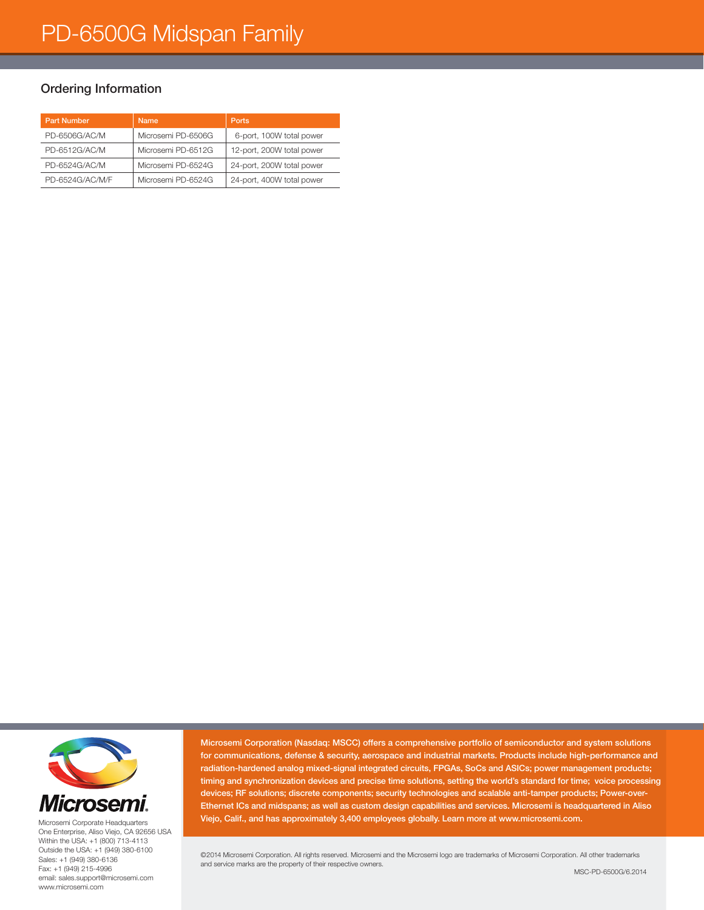# PD-6500G Midspan Family

## Ordering Information

| Part Number | Name | Ports |
|---|---|---|
| PD-6506G/AC/M | Microsemi PD-6506G | 6-port, 100W total power |
| PD-6512G/AC/M | Microsemi PD-6512G | 12-port, 200W total power |
| PD-6524G/AC/M | Microsemi PD-6524G | 24-port, 200W total power |
| PD-6524G/AC/M/F | Microsemi PD-6524G | 24-port, 400W total power |

Microsemi Corporate Headquarters
One Enterprise, Aliso Viejo, CA 92656 USA
Within the USA: +1 (800) 713-4113
Outside the USA: +1 (949) 380-6100
Sales: +1 (949) 380-6136
Fax: +1 (949) 215-4996
email: sales.support@microsemi.com
www.microsemi.com

**Microsemi Corporation (Nasdaq: MSCC) offers a comprehensive portfolio of semiconductor and system solutions for communications, defense & security, aerospace and industrial markets. Products include high-performance and radiation-hardened analog mixed-signal integrated circuits, FPGAs, SoCs and ASICs; power management products; timing and synchronization devices and precise time solutions, setting the world's standard for time; voice processing devices; RF solutions; discrete components; security technologies and scalable anti-tamper products; Power-over-Ethernet ICs and midspans; as well as custom design capabilities and services. Microsemi is headquartered in Aliso Viejo, Calif., and has approximately 3,400 employees globally. Learn more at www.microsemi.com.**

©2014 Microsemi Corporation. All rights reserved. Microsemi and the Microsemi logo are trademarks of Microsemi Corporation. All other trademarks and service marks are the property of their respective owners.

MSC-PD-6500G/6.2014